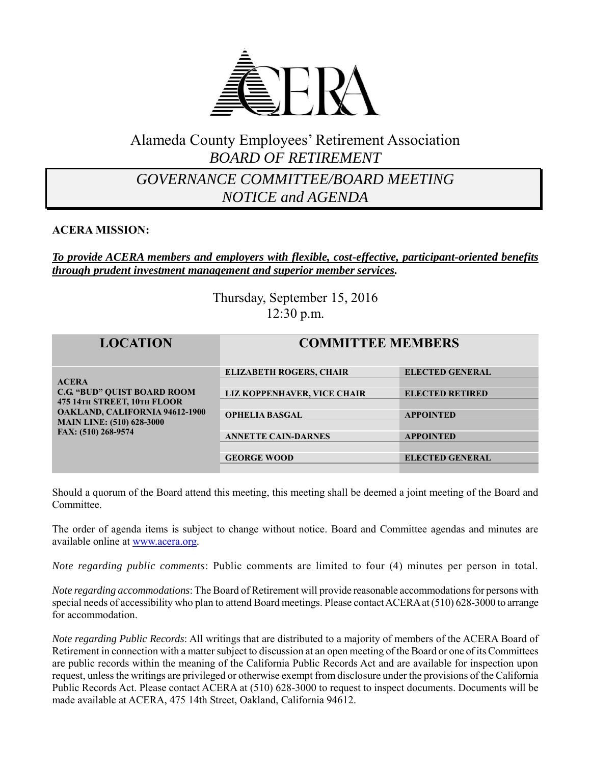# Alameda County Employees' Retirement Association

## *BOARD OF RETIREMENT*

## *GOVERNANCE COMMITTEE/BOARD MEETING NOTICE and AGENDA*

**ACERA MISSION:**

***To provide ACERA members and employers with flexible, cost-effective, participant-oriented benefits through prudent investment management and superior member services.***

Thursday, September 15, 2016
12:30 p.m.

| LOCATION | COMMITTEE MEMBERS | |
|---|---|---|
| **ACERA**<br>**C.G. "BUD" QUIST BOARD ROOM**<br>**475 14TH STREET, 10TH FLOOR**<br>**OAKLAND, CALIFORNIA 94612-1900**<br>**MAIN LINE: (510) 628-3000**<br>**FAX: (510) 268-9574** | **ELIZABETH ROGERS, CHAIR** | **ELECTED GENERAL** |
| | **LIZ KOPPENHAVER, VICE CHAIR** | **ELECTED RETIRED** |
| | **OPHELIA BASGAL** | **APPOINTED** |
| | **ANNETTE CAIN-DARNES** | **APPOINTED** |
| | **GEORGE WOOD** | **ELECTED GENERAL** |

Should a quorum of the Board attend this meeting, this meeting shall be deemed a joint meeting of the Board and Committee.

The order of agenda items is subject to change without notice. Board and Committee agendas and minutes are available online at www.acera.org.

*Note regarding public comments*: Public comments are limited to four (4) minutes per person in total.

*Note regarding accommodations*: The Board of Retirement will provide reasonable accommodations for persons with special needs of accessibility who plan to attend Board meetings. Please contact ACERA at (510) 628-3000 to arrange for accommodation.

*Note regarding Public Records*: All writings that are distributed to a majority of members of the ACERA Board of Retirement in connection with a matter subject to discussion at an open meeting of the Board or one of its Committees are public records within the meaning of the California Public Records Act and are available for inspection upon request, unless the writings are privileged or otherwise exempt from disclosure under the provisions of the California Public Records Act. Please contact ACERA at (510) 628-3000 to request to inspect documents. Documents will be made available at ACERA, 475 14th Street, Oakland, California 94612.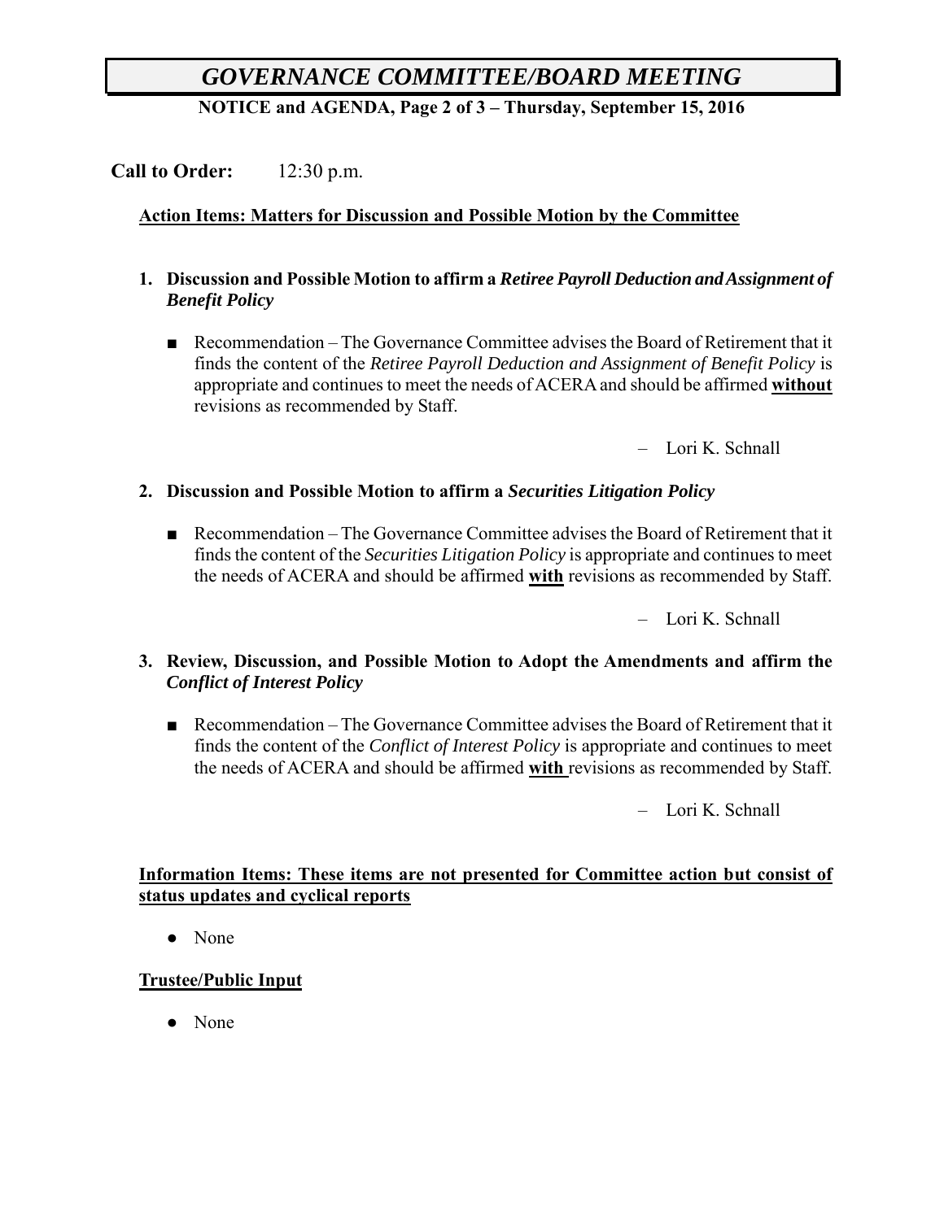# *GOVERNANCE COMMITTEE/BOARD MEETING*

**NOTICE and AGENDA, Page 2 of 3 – Thursday, September 15, 2016**

**Call to Order:** 12:30 p.m.

**Action Items: Matters for Discussion and Possible Motion by the Committee**

1. **Discussion and Possible Motion to affirm a *Retiree Payroll Deduction and Assignment of Benefit Policy***

   - Recommendation – The Governance Committee advises the Board of Retirement that it finds the content of the *Retiree Payroll Deduction and Assignment of Benefit Policy* is appropriate and continues to meet the needs of ACERA and should be affirmed **without** revisions as recommended by Staff.

   – Lori K. Schnall

2. **Discussion and Possible Motion to affirm a *Securities Litigation Policy***

   - Recommendation – The Governance Committee advises the Board of Retirement that it finds the content of the *Securities Litigation Policy* is appropriate and continues to meet the needs of ACERA and should be affirmed **with** revisions as recommended by Staff.

   – Lori K. Schnall

3. **Review, Discussion, and Possible Motion to Adopt the Amendments and affirm the *Conflict of Interest Policy***

   - Recommendation – The Governance Committee advises the Board of Retirement that it finds the content of the *Conflict of Interest Policy* is appropriate and continues to meet the needs of ACERA and should be affirmed **with** revisions as recommended by Staff.

   – Lori K. Schnall

**Information Items: These items are not presented for Committee action but consist of status updates and cyclical reports**

- None

**Trustee/Public Input**

- None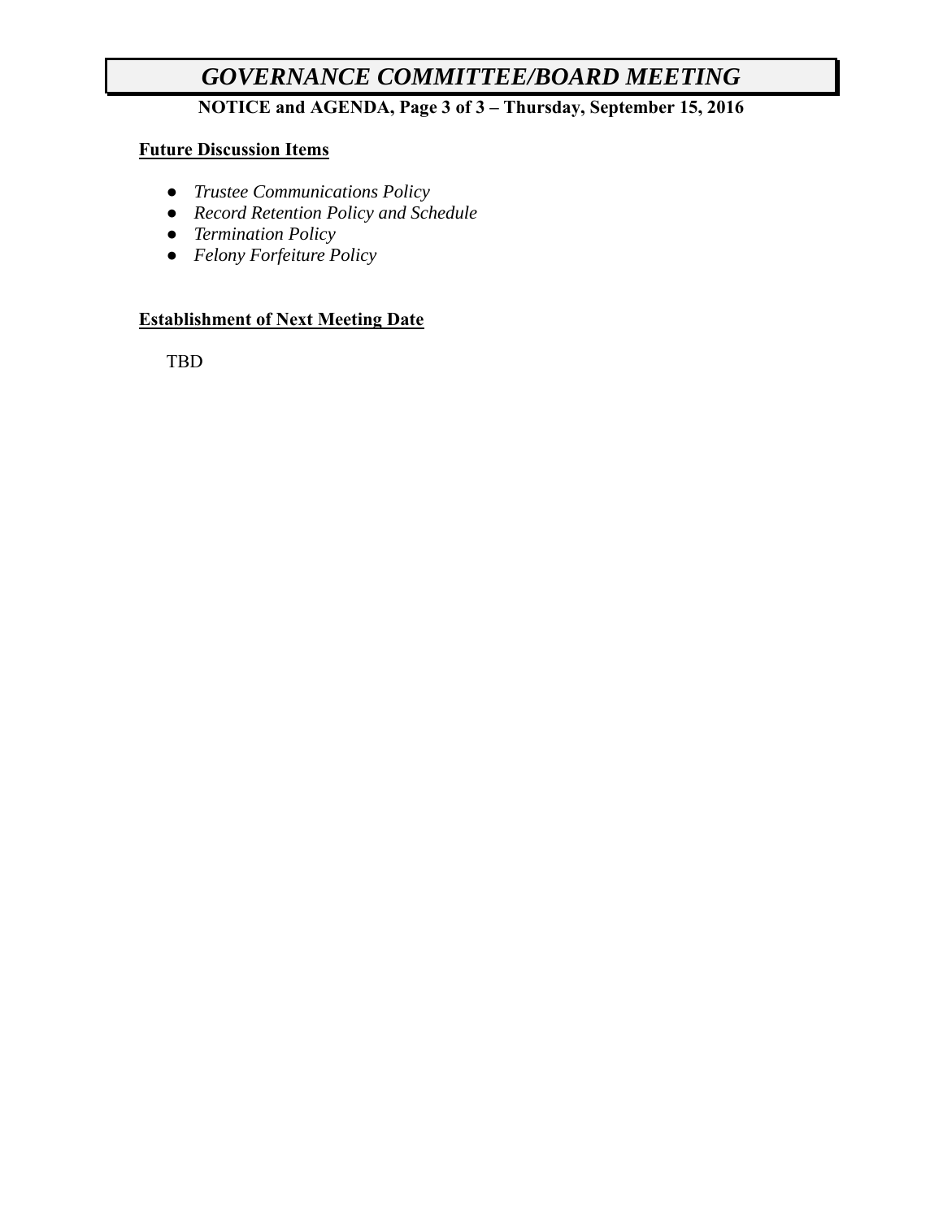**Future Discussion Items**

- *Trustee Communications Policy*
- *Record Retention Policy and Schedule*
- *Termination Policy*
- *Felony Forfeiture Policy*

**Establishment of Next Meeting Date**

TBD